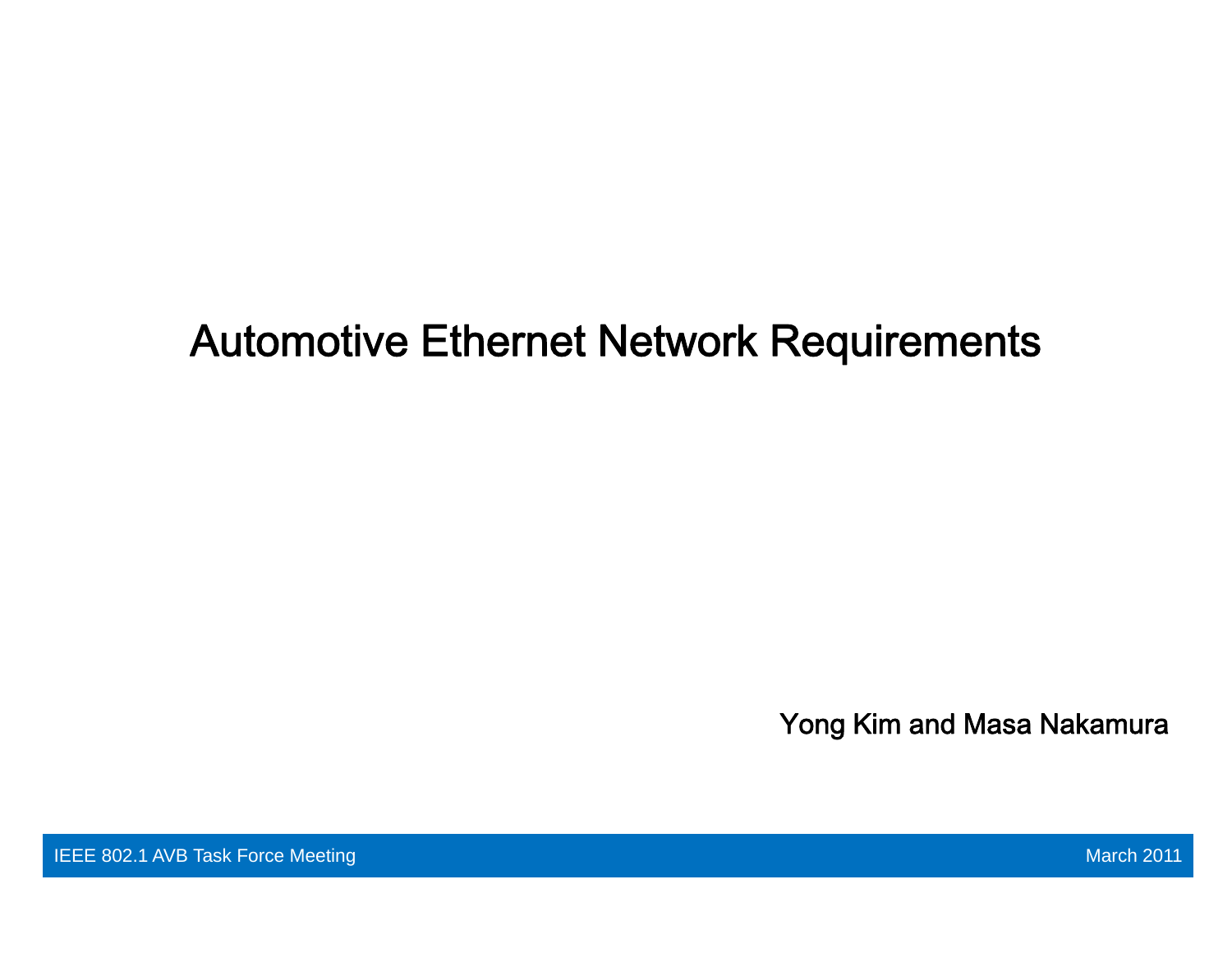# Automotive Ethernet Network Requirements

Yong Kim and Masa Nakamura

IEEE 802.1 AVB Task Force Meeting

March 2011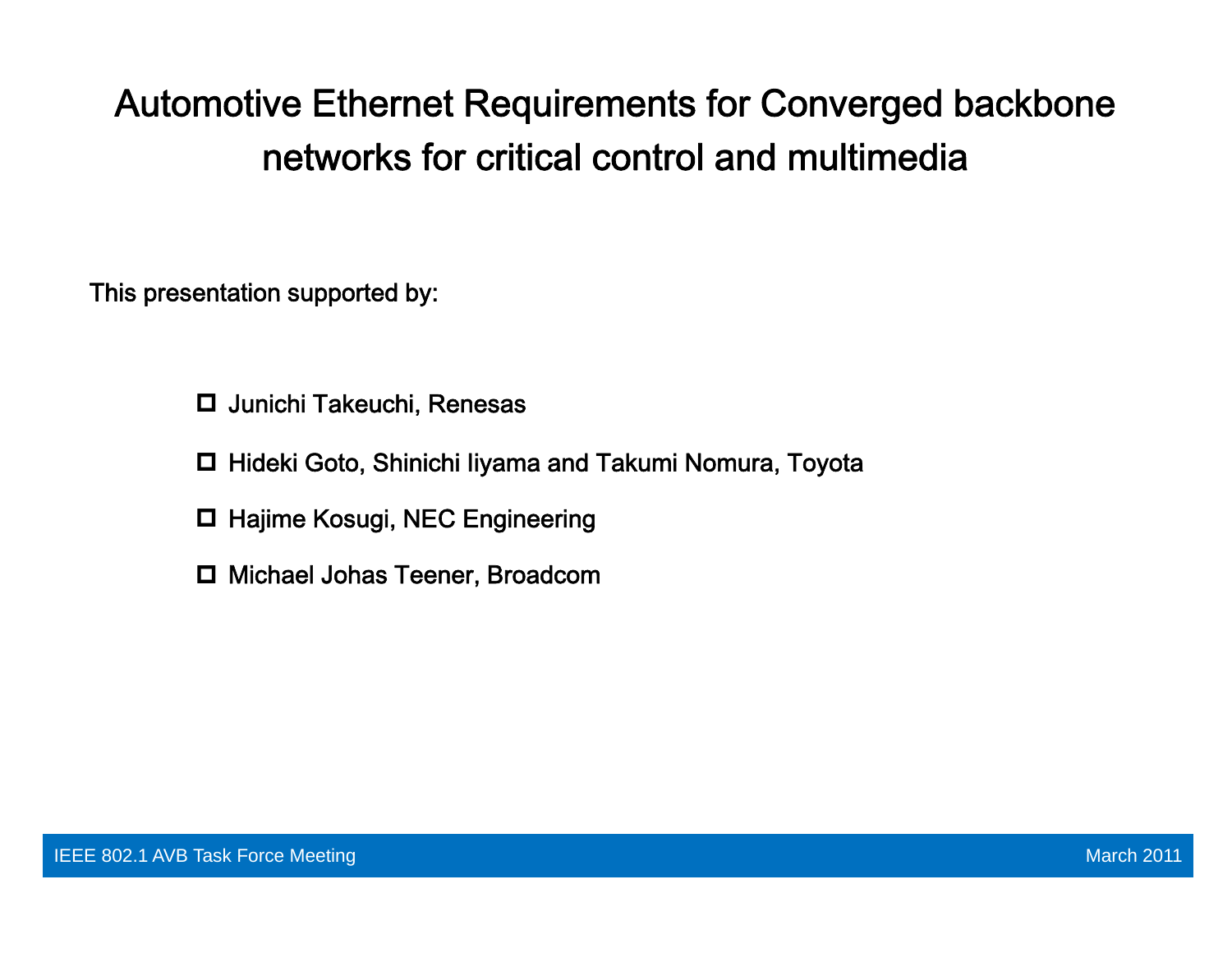# Automotive Ethernet Requirements for Converged backbone networks for critical control and multimedia

This presentation supported by:

- Junichi Takeuchi, Renesas
- Hideki Goto, Shinichi Iiyama and Takumi Nomura, Toyota
- Hajime Kosugi, NEC Engineering
- Michael Johas Teener, Broadcom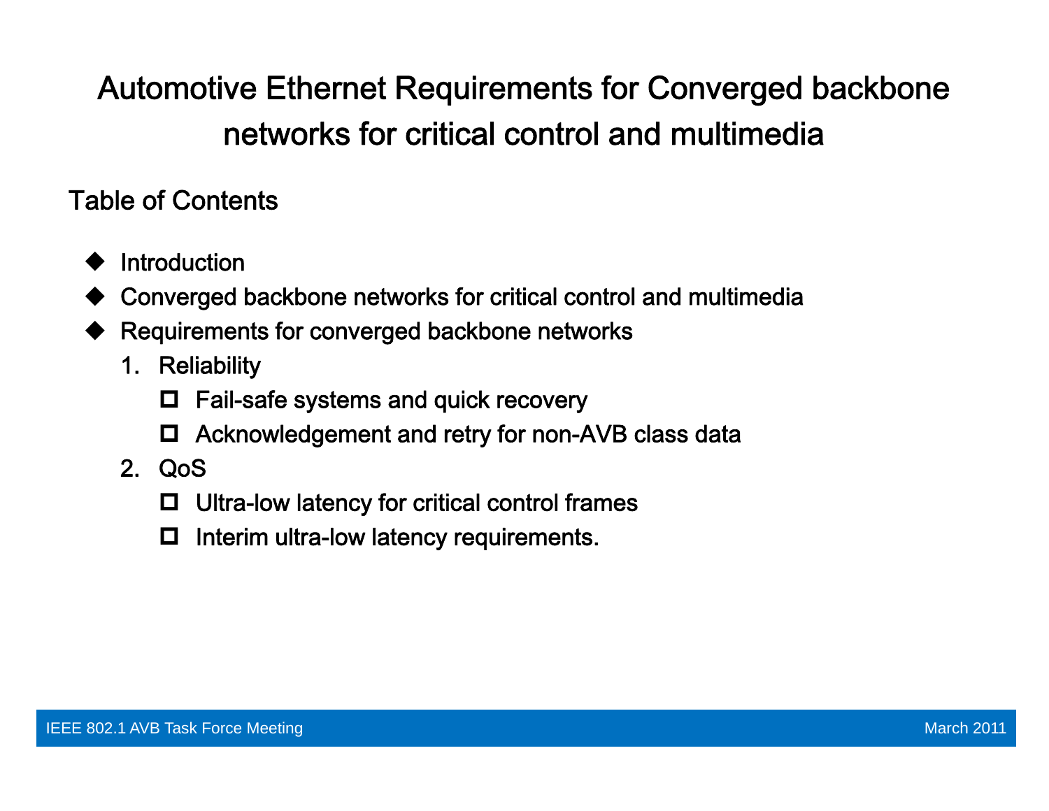# Automotive Ethernet Requirements for Converged backbone networks for critical control and multimedia

## Table of Contents

- Introduction
- Converged backbone networks for critical control and multimedia
- Requirements for converged backbone networks
  1. Reliability
     - Fail-safe systems and quick recovery
     - Acknowledgement and retry for non-AVB class data
  2. QoS
     - Ultra-low latency for critical control frames
     - Interim ultra-low latency requirements.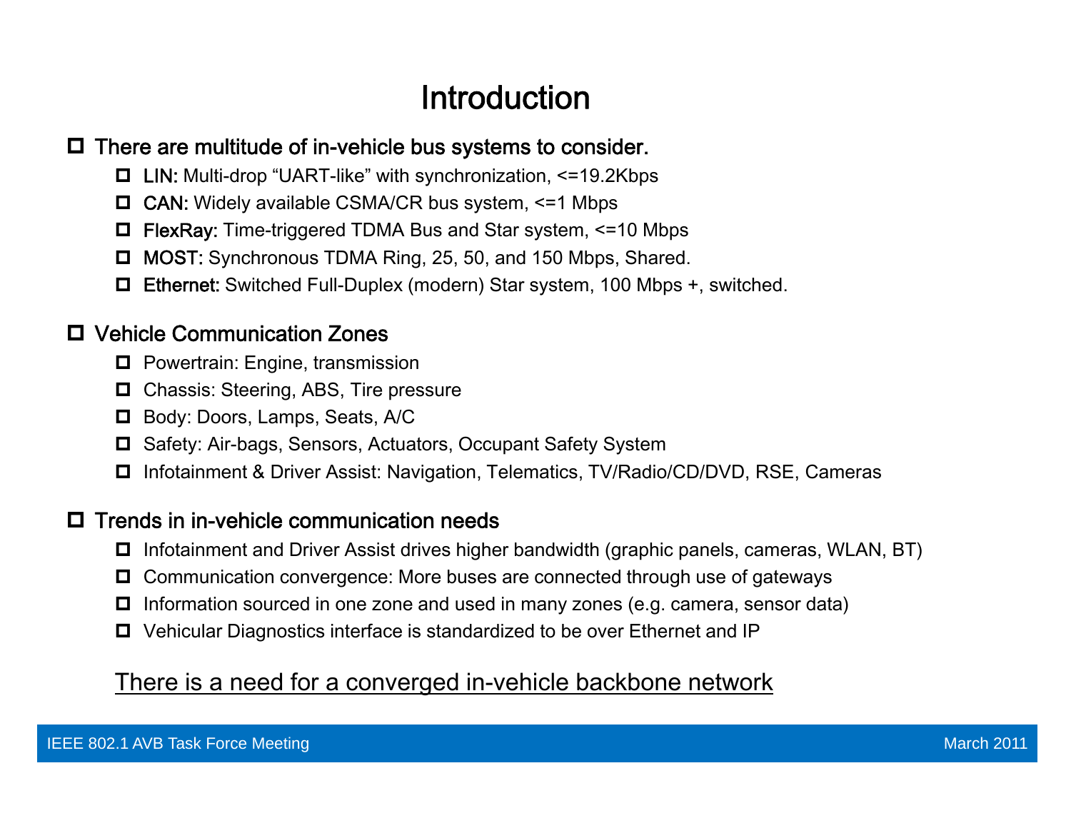# Introduction

- There are multitude of in-vehicle bus systems to consider.
  - LIN: Multi-drop “UART-like” with synchronization, <=19.2Kbps
  - CAN: Widely available CSMA/CR bus system, <=1 Mbps
  - FlexRay: Time-triggered TDMA Bus and Star system, <=10 Mbps
  - MOST: Synchronous TDMA Ring, 25, 50, and 150 Mbps, Shared.
  - Ethernet: Switched Full-Duplex (modern) Star system, 100 Mbps +, switched.

- Vehicle Communication Zones
  - Powertrain: Engine, transmission
  - Chassis: Steering, ABS, Tire pressure
  - Body: Doors, Lamps, Seats, A/C
  - Safety: Air-bags, Sensors, Actuators, Occupant Safety System
  - Infotainment & Driver Assist: Navigation, Telematics, TV/Radio/CD/DVD, RSE, Cameras

- Trends in in-vehicle communication needs
  - Infotainment and Driver Assist drives higher bandwidth (graphic panels, cameras, WLAN, BT)
  - Communication convergence: More buses are connected through use of gateways
  - Information sourced in one zone and used in many zones (e.g. camera, sensor data)
  - Vehicular Diagnostics interface is standardized to be over Ethernet and IP

<u>There is a need for a converged in-vehicle backbone network</u>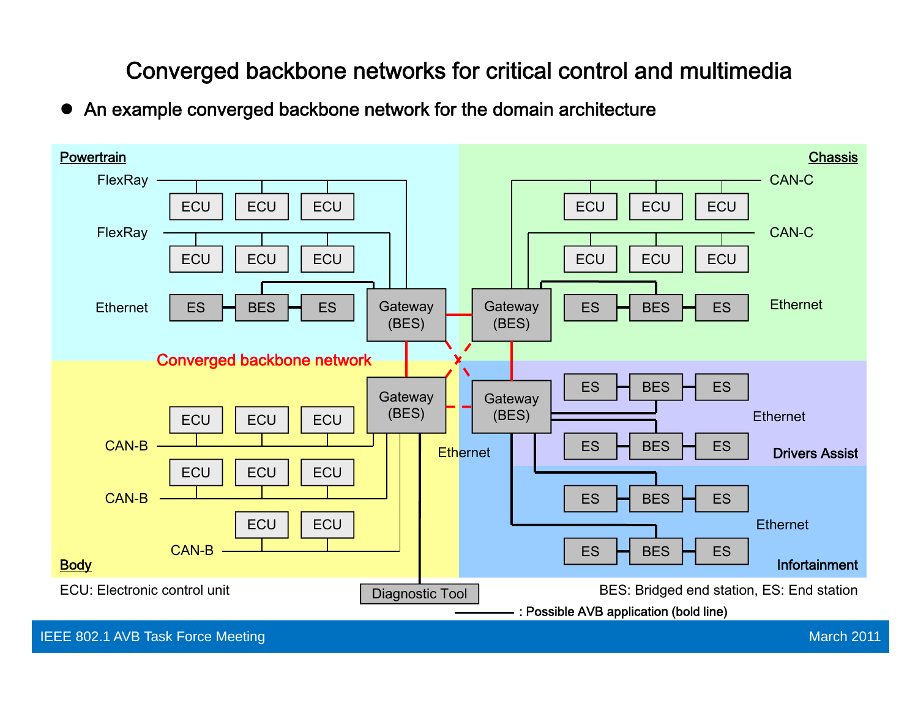# Converged backbone networks for critical control and multimedia

- An example converged backbone network for the domain architecture

Powertrain

FlexRay — ECU, ECU, ECU

FlexRay — ECU, ECU, ECU

Ethernet — ES, BES, ES

Gateway (BES)

Chassis

CAN-C — ECU, ECU, ECU

CAN-C — ECU, ECU, ECU

Ethernet — ES, BES, ES

Gateway (BES)

Converged backbone network

Body

CAN-B — ECU, ECU, ECU

CAN-B — ECU, ECU, ECU

CAN-B — ECU, ECU

Gateway (BES)

Ethernet

Diagnostic Tool

Drivers Assist

Ethernet — ES, BES, ES

ES, BES, ES

Gateway (BES)

Infortainment

Ethernet — ES, BES, ES

ES, BES, ES

ECU: Electronic control unit

BES: Bridged end station, ES: End station

: Possible AVB application (bold line)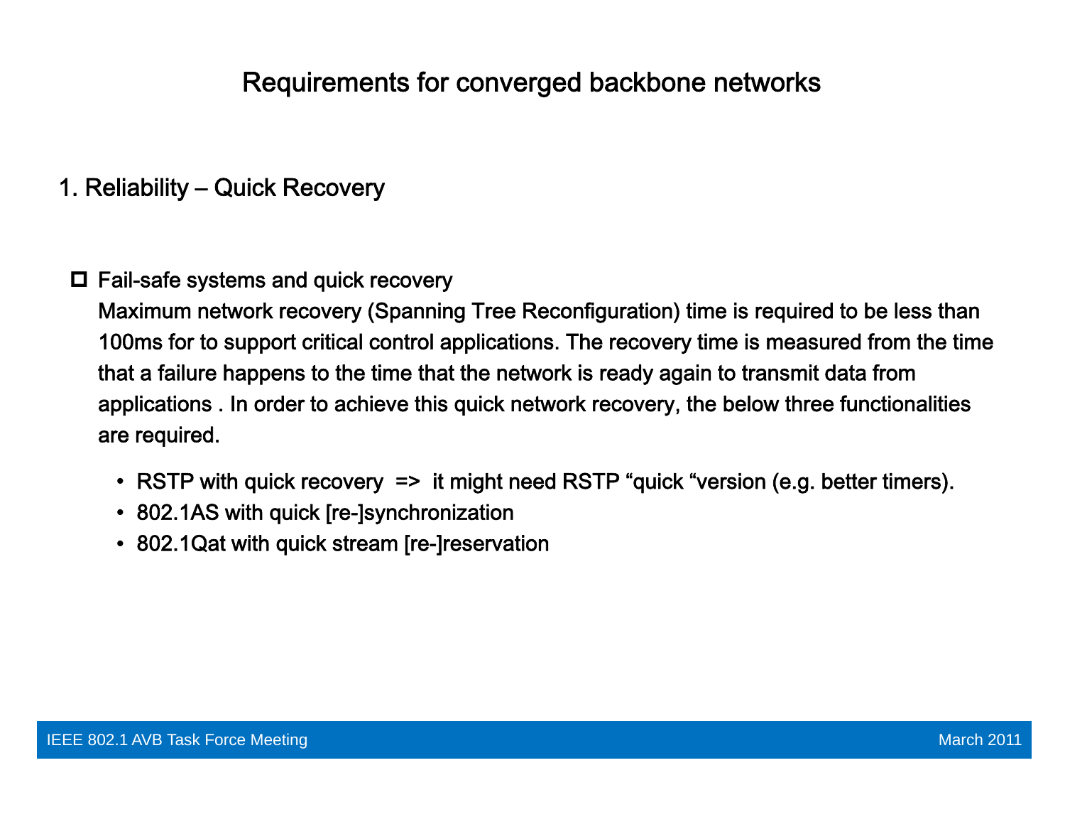# Requirements for converged backbone networks

## 1. Reliability – Quick Recovery

- Fail-safe systems and quick recovery

  Maximum network recovery (Spanning Tree Reconfiguration) time is required to be less than 100ms for to support critical control applications. The recovery time is measured from the time that a failure happens to the time that the network is ready again to transmit data from applications . In order to achieve this quick network recovery, the below three functionalities are required.

  - RSTP with quick recovery => it might need RSTP “quick “version (e.g. better timers).
  - 802.1AS with quick [re-]synchronization
  - 802.1Qat with quick stream [re-]reservation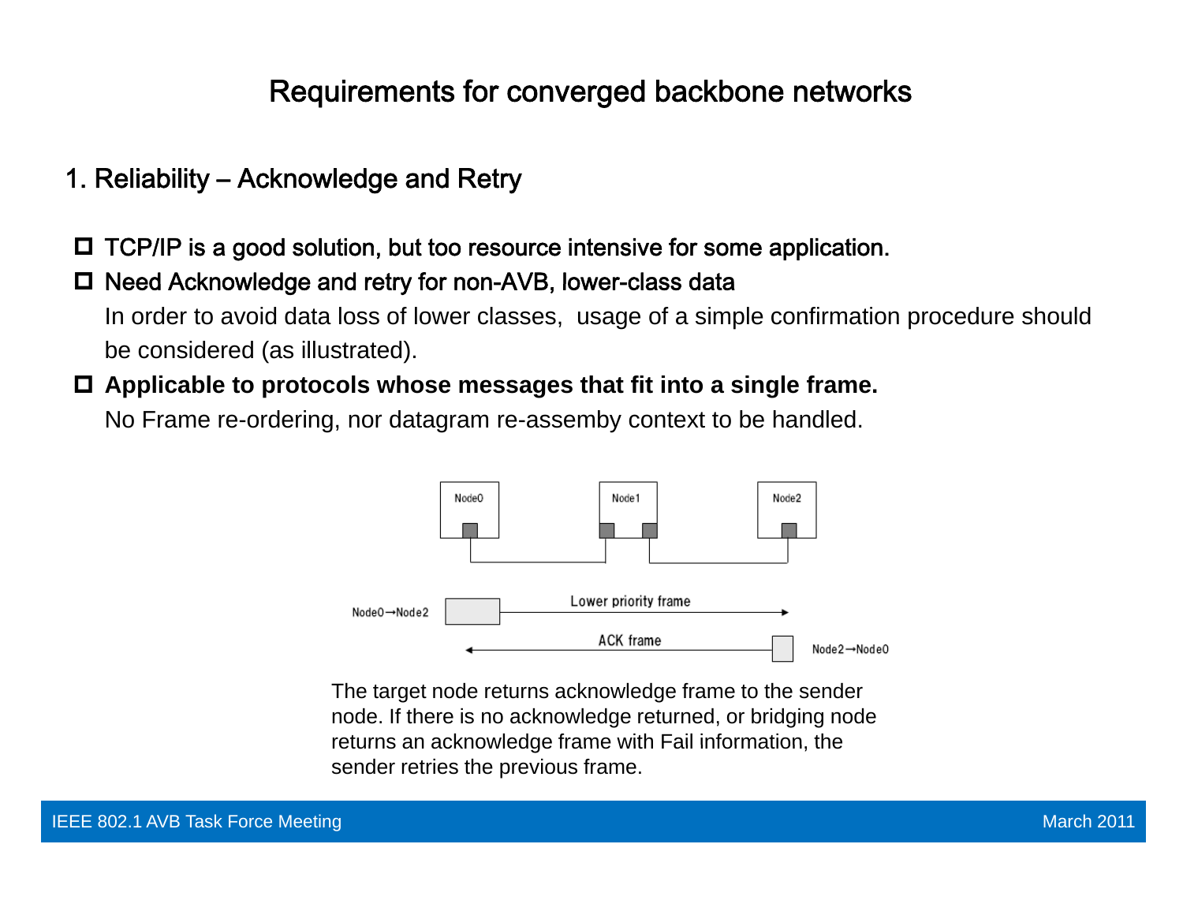# Requirements for converged backbone networks

## 1. Reliability – Acknowledge and Retry

- TCP/IP is a good solution, but too resource intensive for some application.
- Need Acknowledge and retry for non-AVB, lower-class data

  In order to avoid data loss of lower classes, usage of a simple confirmation procedure should be considered (as illustrated).
- **Applicable to protocols whose messages that fit into a single frame.**

  No Frame re-ordering, nor datagram re-assemby context to be handled.

Node0 Node1 Node2

Node0→Node2 Lower priority frame

ACK frame Node2→Node0

The target node returns acknowledge frame to the sender node. If there is no acknowledge returned, or bridging node returns an acknowledge frame with Fail information, the sender retries the previous frame.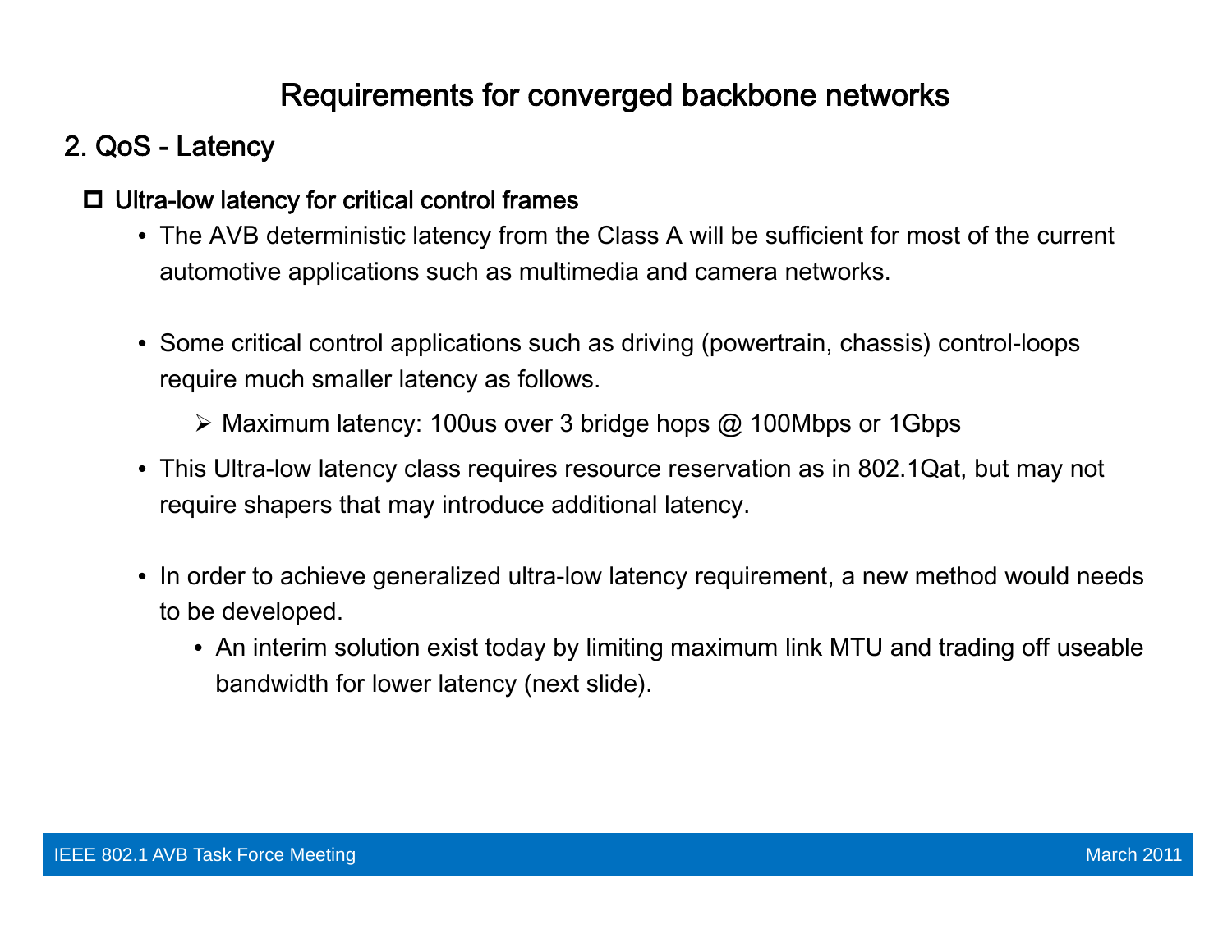# Requirements for converged backbone networks

## 2. QoS - Latency

- **Ultra-low latency for critical control frames**
  - The AVB deterministic latency from the Class A will be sufficient for most of the current automotive applications such as multimedia and camera networks.
  - Some critical control applications such as driving (powertrain, chassis) control-loops require much smaller latency as follows.
    - Maximum latency: 100us over 3 bridge hops @ 100Mbps or 1Gbps
  - This Ultra-low latency class requires resource reservation as in 802.1Qat, but may not require shapers that may introduce additional latency.
  - In order to achieve generalized ultra-low latency requirement, a new method would needs to be developed.
    - An interim solution exist today by limiting maximum link MTU and trading off useable bandwidth for lower latency (next slide).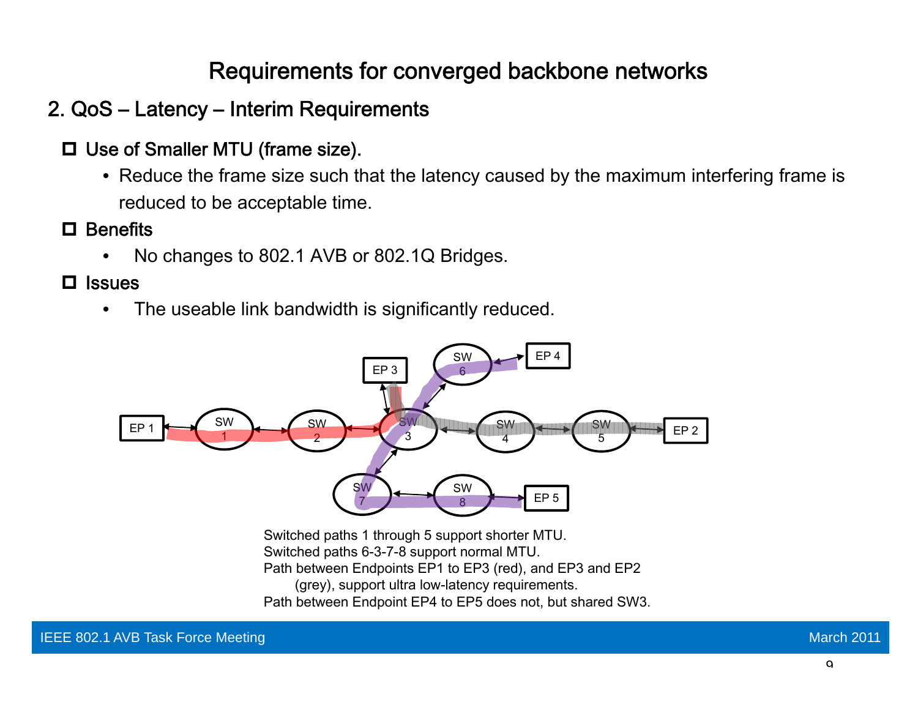# Requirements for converged backbone networks

## 2. QoS – Latency – Interim Requirements

- **Use of Smaller MTU (frame size).**
  - Reduce the frame size such that the latency caused by the maximum interfering frame is reduced to be acceptable time.
- **Benefits**
  - No changes to 802.1 AVB or 802.1Q Bridges.
- **Issues**
  - The useable link bandwidth is significantly reduced.

Switched paths 1 through 5 support shorter MTU.
Switched paths 6-3-7-8 support normal MTU.
Path between Endpoints EP1 to EP3 (red), and EP3 and EP2 (grey), support ultra low-latency requirements.
Path between Endpoint EP4 to EP5 does not, but shared SW3.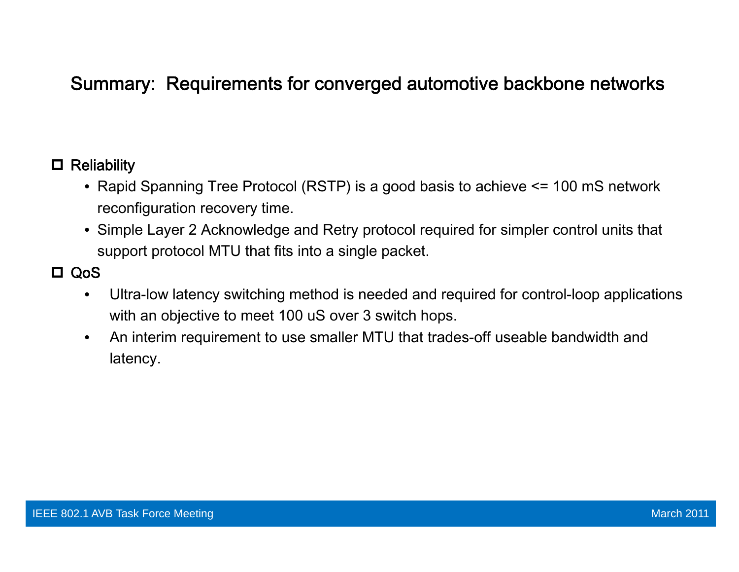# Summary: Requirements for converged automotive backbone networks

- **Reliability**
  - Rapid Spanning Tree Protocol (RSTP) is a good basis to achieve <= 100 mS network reconfiguration recovery time.
  - Simple Layer 2 Acknowledge and Retry protocol required for simpler control units that support protocol MTU that fits into a single packet.
- **QoS**
  - Ultra-low latency switching method is needed and required for control-loop applications with an objective to meet 100 uS over 3 switch hops.
  - An interim requirement to use smaller MTU that trades-off useable bandwidth and latency.